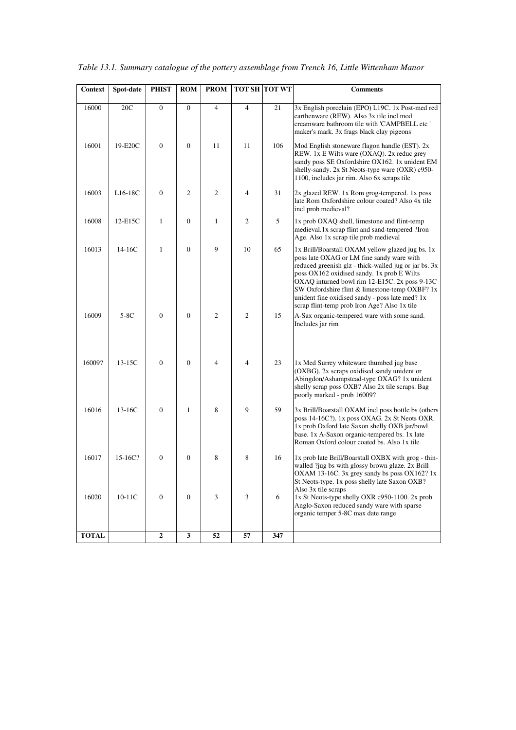*Table 13.1. Summary catalogue of the pottery assemblage from Trench 16, Little Wittenham Manor*

| Context | Spot-date | PHIST | ROM | PROM | TOT SH | TOT WT | Comments |
|---|---|---|---|---|---|---|---|
| 16000 | 20C | 0 | 0 | 4 | 4 | 21 | 3x English porcelain (EPO) L19C. 1x Post-med red earthenware (REW). Also 3x tile incl mod creamware bathroom tile with 'CAMPBELL etc ' maker's mark. 3x frags black clay pigeons |
| 16001 | 19-E20C | 0 | 0 | 11 | 11 | 106 | Mod English stoneware flagon handle (EST). 2x REW. 1x E Wilts ware (OXAQ). 2x reduc grey sandy poss SE Oxfordshire OX162. 1x unident EM shelly-sandy. 2x St Neots-type ware (OXR) c950-1100, includes jar rim. Also 6x scraps tile |
| 16003 | L16-18C | 0 | 2 | 2 | 4 | 31 | 2x glazed REW. 1x Rom grog-tempered. 1x poss late Rom Oxfordshire colour coated? Also 4x tile incl prob medieval? |
| 16008 | 12-E15C | 1 | 0 | 1 | 2 | 5 | 1x prob OXAQ shell, limestone and flint-temp medieval.1x scrap flint and sand-tempered ?Iron Age. Also 1x scrap tile prob medieval |
| 16013 | 14-16C | 1 | 0 | 9 | 10 | 65 | 1x Brill/Boarstall OXAM yellow glazed jug bs. 1x poss late OXAG or LM fine sandy ware with reduced greenish glz - thick-walled jug or jar bs. 3x poss OX162 oxidised sandy. 1x prob E Wilts OXAQ inturned bowl rim 12-E15C. 2x poss 9-13C SW Oxfordshire flint & limestone-temp OXBF? 1x unident fine oxidised sandy - poss late med? 1x scrap flint-temp prob Iron Age? Also 1x tile |
| 16009 | 5-8C | 0 | 0 | 2 | 2 | 15 | A-Sax organic-tempered ware with some sand. Includes jar rim |
| 16009? | 13-15C | 0 | 0 | 4 | 4 | 23 | 1x Med Surrey whiteware thumbed jug base (OXBG). 2x scraps oxidised sandy unident or Abingdon/Ashampstead-type OXAG? 1x unident shelly scrap poss OXB? Also 2x tile scraps. Bag poorly marked - prob 16009? |
| 16016 | 13-16C | 0 | 1 | 8 | 9 | 59 | 3x Brill/Boarstall OXAM incl poss bottle bs (others poss 14-16C?). 1x poss OXAG. 2x St Neots OXR. 1x prob Oxford late Saxon shelly OXB jar/bowl base. 1x A-Saxon organic-tempered bs. 1x late Roman Oxford colour coated bs. Also 1x tile |
| 16017 | 15-16C? | 0 | 0 | 8 | 8 | 16 | 1x prob late Brill/Boarstall OXBX with grog - thin-walled ?jug bs with glossy brown glaze. 2x Brill OXAM 13-16C. 3x grey sandy bs poss OX162? 1x St Neots-type. 1x poss shelly late Saxon OXB? Also 3x tile scraps |
| 16020 | 10-11C | 0 | 0 | 3 | 3 | 6 | 1x St Neots-type shelly OXR c950-1100. 2x prob Anglo-Saxon reduced sandy ware with sparse organic temper 5-8C max date range |
| **TOTAL** | | **2** | **3** | **52** | **57** | **347** | |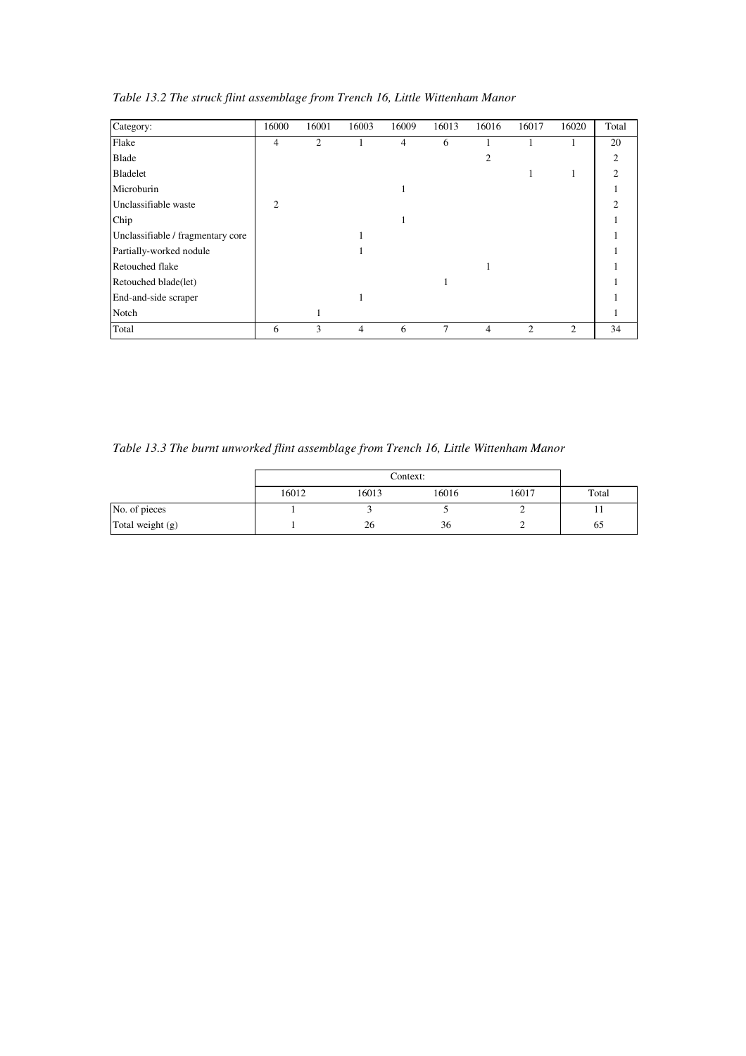*Table 13.2 The struck flint assemblage from Trench 16, Little Wittenham Manor*

| Category: | 16000 | 16001 | 16003 | 16009 | 16013 | 16016 | 16017 | 16020 | Total |
|---|---|---|---|---|---|---|---|---|---|
| Flake | 4 | 2 | 1 | 4 | 6 | 1 | 1 | 1 | 20 |
| Blade | | | | | | 2 | | | 2 |
| Bladelet | | | | | | | 1 | 1 | 2 |
| Microburin | | | | 1 | | | | | 1 |
| Unclassifiable waste | 2 | | | | | | | | 2 |
| Chip | | | | 1 | | | | | 1 |
| Unclassifiable / fragmentary core | | | 1 | | | | | | 1 |
| Partially-worked nodule | | | 1 | | | | | | 1 |
| Retouched flake | | | | | | 1 | | | 1 |
| Retouched blade(let) | | | | | 1 | | | | 1 |
| End-and-side scraper | | | 1 | | | | | | 1 |
| Notch | | 1 | | | | | | | 1 |
| Total | 6 | 3 | 4 | 6 | 7 | 4 | 2 | 2 | 34 |

*Table 13.3 The burnt unworked flint assemblage from Trench 16, Little Wittenham Manor*

| | Context: | | | | |
|---|---|---|---|---|---|
| | 16012 | 16013 | 16016 | 16017 | Total |
| No. of pieces | 1 | 3 | 5 | 2 | 11 |
| Total weight (g) | 1 | 26 | 36 | 2 | 65 |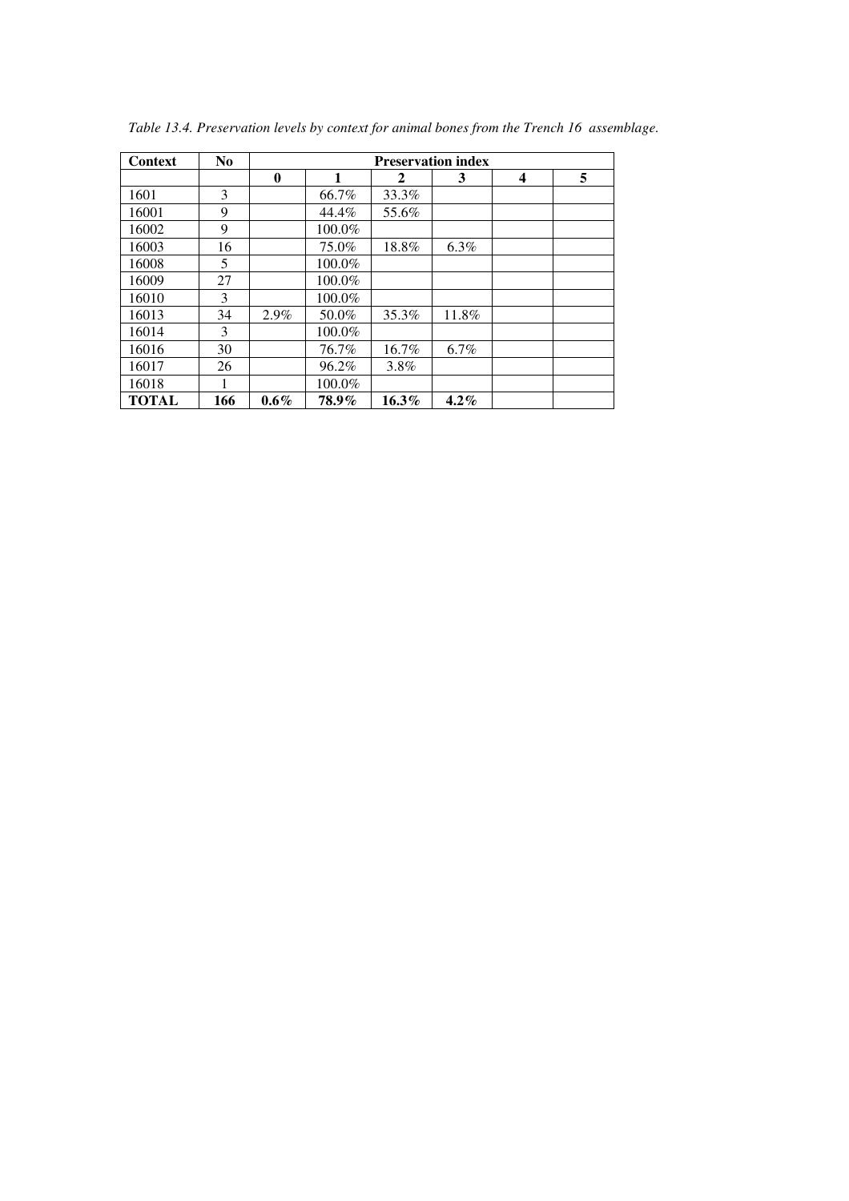*Table 13.4. Preservation levels by context for animal bones from the Trench 16 assemblage.*

| Context | No | Preservation index | | | | | |
|---|---|---|---|---|---|---|---|
| | | **0** | **1** | **2** | **3** | **4** | **5** |
| 1601 | 3 | | 66.7% | 33.3% | | | |
| 16001 | 9 | | 44.4% | 55.6% | | | |
| 16002 | 9 | | 100.0% | | | | |
| 16003 | 16 | | 75.0% | 18.8% | 6.3% | | |
| 16008 | 5 | | 100.0% | | | | |
| 16009 | 27 | | 100.0% | | | | |
| 16010 | 3 | | 100.0% | | | | |
| 16013 | 34 | 2.9% | 50.0% | 35.3% | 11.8% | | |
| 16014 | 3 | | 100.0% | | | | |
| 16016 | 30 | | 76.7% | 16.7% | 6.7% | | |
| 16017 | 26 | | 96.2% | 3.8% | | | |
| 16018 | 1 | | 100.0% | | | | |
| **TOTAL** | **166** | **0.6%** | **78.9%** | **16.3%** | **4.2%** | | |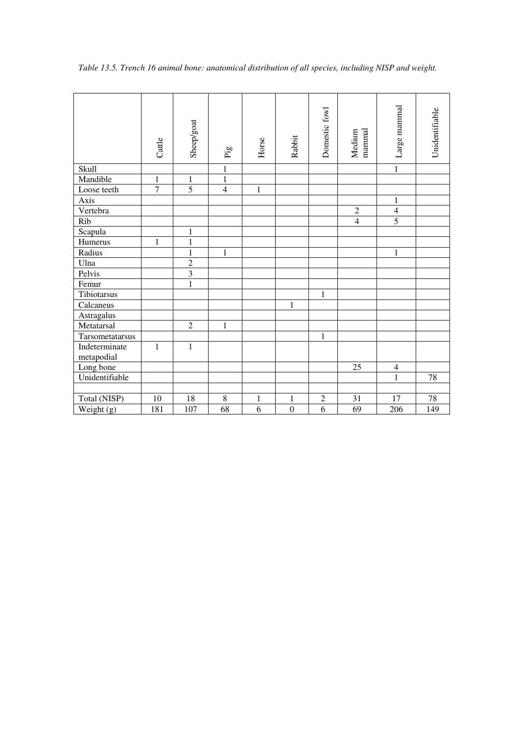*Table 13.5. Trench 16 animal bone: anatomical distribution of all species, including NISP and weight.*

| | Cattle | Sheep/goat | Pig | Horse | Rabbit | Domestic fowl | Medium mammal | Large mammal | Unidentifiable |
|---|---|---|---|---|---|---|---|---|---|
| Skull | | | 1 | | | | | 1 | |
| Mandible | 1 | 1 | 1 | | | | | | |
| Loose teeth | 7 | 5 | 4 | 1 | | | | | |
| Axis | | | | | | | | 1 | |
| Vertebra | | | | | | | 2 | 4 | |
| Rib | | | | | | | 4 | 5 | |
| Scapula | | 1 | | | | | | | |
| Humerus | 1 | 1 | | | | | | | |
| Radius | | 1 | 1 | | | | | 1 | |
| Ulna | | 2 | | | | | | | |
| Pelvis | | 3 | | | | | | | |
| Femur | | 1 | | | | | | | |
| Tibiotarsus | | | | | | 1 | | | |
| Calcaneus | | | | | 1 | | | | |
| Astragalus | | | | | | | | | |
| Metatarsal | | 2 | 1 | | | | | | |
| Tarsometatarsus | | | | | | 1 | | | |
| Indeterminate metapodial | 1 | 1 | | | | | | | |
| Long bone | | | | | | | 25 | 4 | |
| Unidentifiable | | | | | | | | 1 | 78 |
| | | | | | | | | | |
| Total (NISP) | 10 | 18 | 8 | 1 | 1 | 2 | 31 | 17 | 78 |
| Weight (g) | 181 | 107 | 68 | 6 | 0 | 6 | 69 | 206 | 149 |